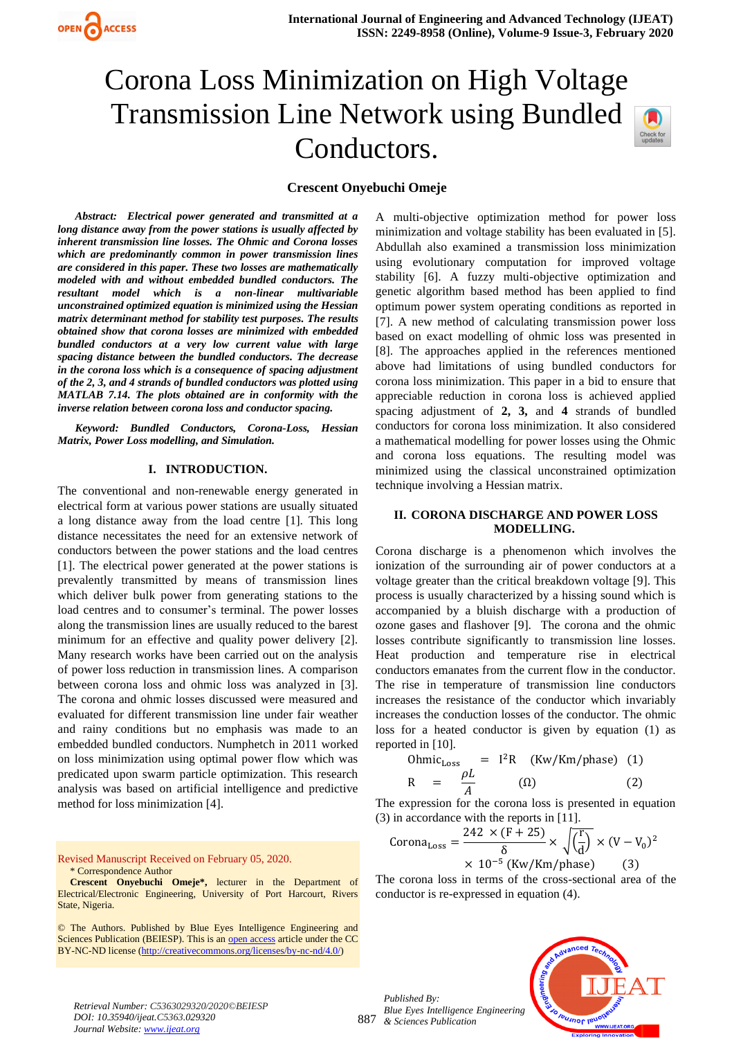# Corona Loss Minimization on High Voltage Transmission Line Network using Bundled Conductors.

**Crescent Onyebuchi Omeje**

***Abstract:*** ***Electrical power generated and transmitted at a long distance away from the power stations is usually affected by inherent transmission line losses. The Ohmic and Corona losses which are predominantly common in power transmission lines are considered in this paper. These two losses are mathematically modeled with and without embedded bundled conductors. The resultant model which is a non-linear multivariable unconstrained optimized equation is minimized using the Hessian matrix determinant method for stability test purposes. The results obtained show that corona losses are minimized with embedded bundled conductors at a very low current value with large spacing distance between the bundled conductors. The decrease in the corona loss which is a consequence of spacing adjustment of the 2, 3, and 4 strands of bundled conductors was plotted using MATLAB 7.14. The plots obtained are in conformity with the inverse relation between corona loss and conductor spacing.***

***Keyword:*** ***Bundled Conductors, Corona-Loss, Hessian Matrix, Power Loss modelling, and Simulation.***

## I. INTRODUCTION.

The conventional and non-renewable energy generated in electrical form at various power stations are usually situated a long distance away from the load centre [1]. This long distance necessitates the need for an extensive network of conductors between the power stations and the load centres [1]. The electrical power generated at the power stations is prevalently transmitted by means of transmission lines which deliver bulk power from generating stations to the load centres and to consumer's terminal. The power losses along the transmission lines are usually reduced to the barest minimum for an effective and quality power delivery [2]. Many research works have been carried out on the analysis of power loss reduction in transmission lines. A comparison between corona loss and ohmic loss was analyzed in [3]. The corona and ohmic losses discussed were measured and evaluated for different transmission line under fair weather and rainy conditions but no emphasis was made to an embedded bundled conductors. Numphetch in 2011 worked on loss minimization using optimal power flow which was predicated upon swarm particle optimization. This research analysis was based on artificial intelligence and predictive method for loss minimization [4].

A multi-objective optimization method for power loss minimization and voltage stability has been evaluated in [5]. Abdullah also examined a transmission loss minimization using evolutionary computation for improved voltage stability [6]. A fuzzy multi-objective optimization and genetic algorithm based method has been applied to find optimum power system operating conditions as reported in [7]. A new method of calculating transmission power loss based on exact modelling of ohmic loss was presented in [8]. The approaches applied in the references mentioned above had limitations of using bundled conductors for corona loss minimization. This paper in a bid to ensure that appreciable reduction in corona loss is achieved applied spacing adjustment of **2, 3,** and **4** strands of bundled conductors for corona loss minimization. It also considered a mathematical modelling for power losses using the Ohmic and corona loss equations. The resulting model was minimized using the classical unconstrained optimization technique involving a Hessian matrix.

## II. CORONA DISCHARGE AND POWER LOSS MODELLING.

Corona discharge is a phenomenon which involves the ionization of the surrounding air of power conductors at a voltage greater than the critical breakdown voltage [9]. This process is usually characterized by a hissing sound which is accompanied by a bluish discharge with a production of ozone gases and flashover [9]. The corona and the ohmic losses contribute significantly to transmission line losses. Heat production and temperature rise in electrical conductors emanates from the current flow in the conductor. The rise in temperature of transmission line conductors increases the resistance of the conductor which invariably increases the conduction losses of the conductor. The ohmic loss for a heated conductor is given by equation (1) as reported in [10].

$$\text{Ohmic}_{\text{Loss}} = I^2R \quad (\text{Kw/Km/phase}) \quad (1)$$

$$R = \frac{\rho L}{A} \quad (\Omega) \quad (2)$$

The expression for the corona loss is presented in equation (3) in accordance with the reports in [11].

$$\text{Corona}_{\text{Loss}} = \frac{242 \times (F+25)}{\delta} \times \sqrt{\left(\frac{r}{d}\right)} \times (V - V_0)^2 \times 10^{-5} \; (\text{Kw/Km/phase}) \quad (3)$$

The corona loss in terms of the cross-sectional area of the conductor is re-expressed in equation (4).

Revised Manuscript Received on February 05, 2020.

\* Correspondence Author

**Crescent Onyebuchi Omeje\***, lecturer in the Department of Electrical/Electronic Engineering, University of Port Harcourt, Rivers State, Nigeria.

© The Authors. Published by Blue Eyes Intelligence Engineering and Sciences Publication (BEIESP). This is an open access article under the CC BY-NC-ND license (http://creativecommons.org/licenses/by-nc-nd/4.0/)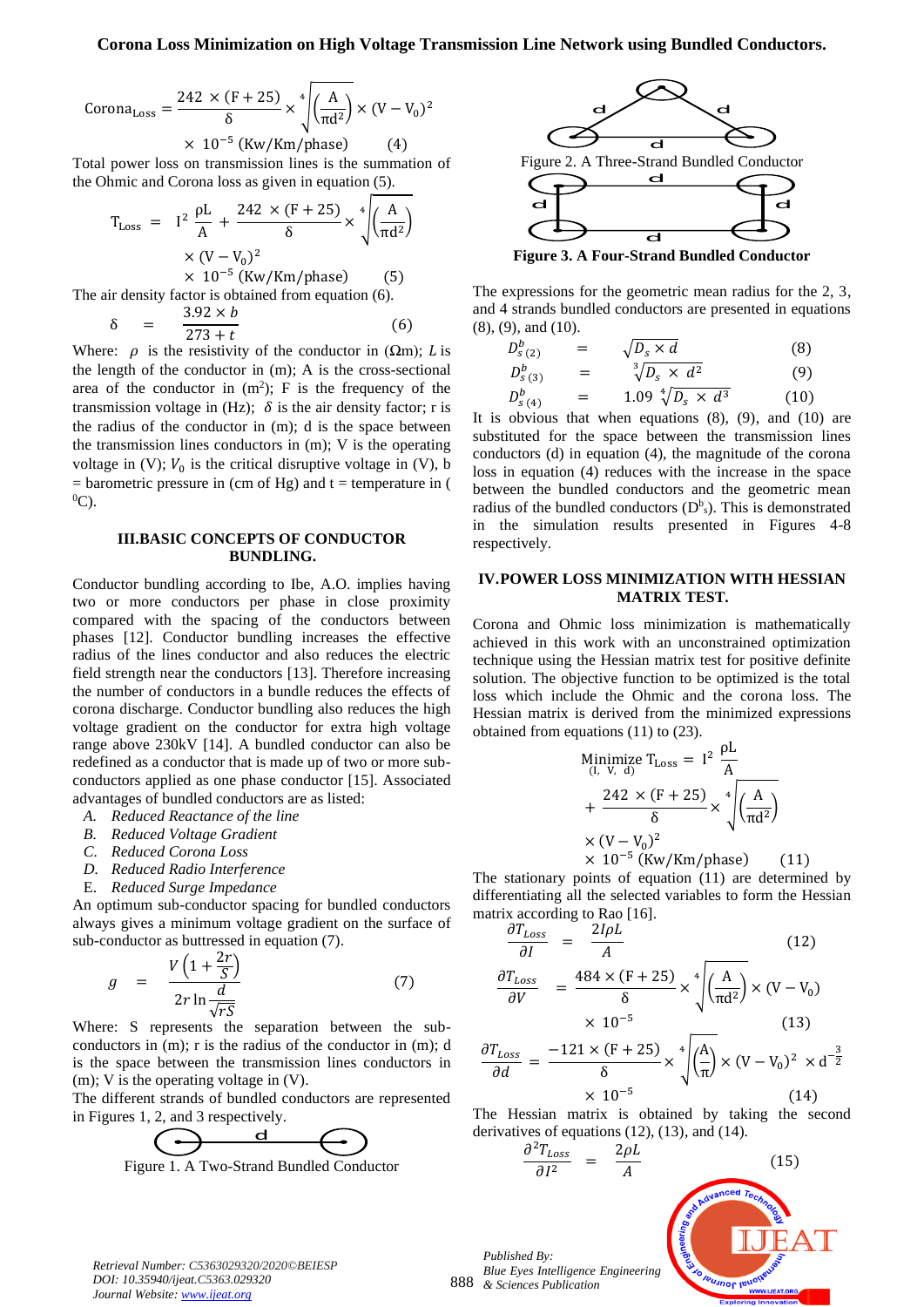$$\text{Corona}_{\text{Loss}} = \frac{242 \times (F+25)}{\delta} \times \sqrt[4]{\left(\frac{A}{\pi d^2}\right)} \times (V - V_0)^2 \times 10^{-5} \text{ (Kw/Km/phase)} \quad (4)$$

Total power loss on transmission lines is the summation of the Ohmic and Corona loss as given in equation (5).

$$T_{\text{Loss}} = I^2 \frac{\rho L}{A} + \frac{242 \times (F+25)}{\delta} \times \sqrt[4]{\left(\frac{A}{\pi d^2}\right)} \times (V - V_0)^2 \times 10^{-5} \text{ (Kw/Km/phase)} \quad (5)$$

The air density factor is obtained from equation (6).

$$\delta = \frac{3.92 \times b}{273 + t} \quad (6)$$

Where: $\rho$ is the resistivity of the conductor in (Ωm); $L$ is the length of the conductor in (m); A is the cross-sectional area of the conductor in (m²); F is the frequency of the transmission voltage in (Hz); $\delta$ is the air density factor; r is the radius of the conductor in (m); d is the space between the transmission lines conductors in (m); V is the operating voltage in (V); $V_0$ is the critical disruptive voltage in (V), b = barometric pressure in (cm of Hg) and t = temperature in ($^0$C).

## III. BASIC CONCEPTS OF CONDUCTOR BUNDLING.

Conductor bundling according to Ibe, A.O. implies having two or more conductors per phase in close proximity compared with the spacing of the conductors between phases [12]. Conductor bundling increases the effective radius of the lines conductor and also reduces the electric field strength near the conductors [13]. Therefore increasing the number of conductors in a bundle reduces the effects of corona discharge. Conductor bundling also reduces the high voltage gradient on the conductor for extra high voltage range above 230kV [14]. A bundled conductor can also be redefined as a conductor that is made up of two or more sub-conductors applied as one phase conductor [15]. Associated advantages of bundled conductors are as listed:

A. *Reduced Reactance of the line*
B. *Reduced Voltage Gradient*
C. *Reduced Corona Loss*
D. *Reduced Radio Interference*
E. *Reduced Surge Impedance*

An optimum sub-conductor spacing for bundled conductors always gives a minimum voltage gradient on the surface of sub-conductor as buttressed in equation (7).

$$g = \frac{V\left(1 + \frac{2r}{S}\right)}{2r \ln \frac{d}{\sqrt{rS}}} \quad (7)$$

Where: S represents the separation between the sub-conductors in (m); r is the radius of the conductor in (m); d is the space between the transmission lines conductors in (m); V is the operating voltage in (V).

The different strands of bundled conductors are represented in Figures 1, 2, and 3 respectively.

Figure 1. A Two-Strand Bundled Conductor

Figure 2. A Three-Strand Bundled Conductor

**Figure 3. A Four-Strand Bundled Conductor**

The expressions for the geometric mean radius for the 2, 3, and 4 strands bundled conductors are presented in equations (8), (9), and (10).

$$D_{s\,(2)}^{b} = \sqrt{D_s \times d} \quad (8)$$

$$D_{s\,(3)}^{b} = \sqrt[3]{D_s \times d^2} \quad (9)$$

$$D_{s\,(4)}^{b} = 1.09\,\sqrt[4]{D_s \times d^3} \quad (10)$$

It is obvious that when equations (8), (9), and (10) are substituted for the space between the transmission lines conductors (d) in equation (4), the magnitude of the corona loss in equation (4) reduces with the increase in the space between the bundled conductors and the geometric mean radius of the bundled conductors ($D^b_s$). This is demonstrated in the simulation results presented in Figures 4-8 respectively.

## IV. POWER LOSS MINIMIZATION WITH HESSIAN MATRIX TEST.

Corona and Ohmic loss minimization is mathematically achieved in this work with an unconstrained optimization technique using the Hessian matrix test for positive definite solution. The objective function to be optimized is the total loss which include the Ohmic and the corona loss. The Hessian matrix is derived from the minimized expressions obtained from equations (11) to (23).

$$\underset{(I,\ V,\ d)}{\text{Minimize}}\ T_{\text{Loss}} = I^2 \frac{\rho L}{A} + \frac{242 \times (F+25)}{\delta} \times \sqrt[4]{\left(\frac{A}{\pi d^2}\right)} \times (V - V_0)^2 \times 10^{-5} \text{ (Kw/Km/phase)} \quad (11)$$

The stationary points of equation (11) are determined by differentiating all the selected variables to form the Hessian matrix according to Rao [16].

$$\frac{\partial T_{Loss}}{\partial I} = \frac{2I\rho L}{A} \quad (12)$$

$$\frac{\partial T_{Loss}}{\partial V} = \frac{484 \times (F+25)}{\delta} \times \sqrt[4]{\left(\frac{A}{\pi d^2}\right)} \times (V - V_0) \times 10^{-5} \quad (13)$$

$$\frac{\partial T_{Loss}}{\partial d} = \frac{-121 \times (F+25)}{\delta} \times \sqrt[4]{\left(\frac{A}{\pi}\right)} \times (V - V_0)^2 \times d^{-\frac{3}{2}} \times 10^{-5} \quad (14)$$

The Hessian matrix is obtained by taking the second derivatives of equations (12), (13), and (14).

$$\frac{\partial^2 T_{Loss}}{\partial I^2} = \frac{2\rho L}{A} \quad (15)$$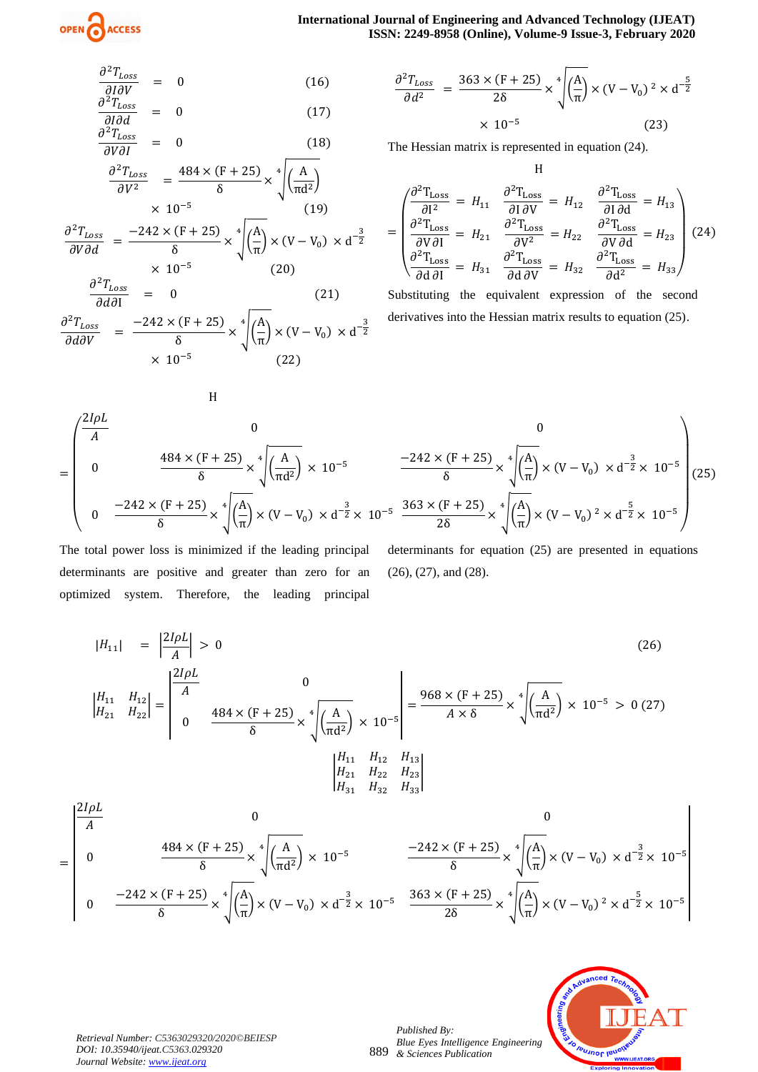$$\frac{\partial^2 T_{Loss}}{\partial I \partial V} = 0 \quad (16)$$

$$\frac{\partial^2 T_{Loss}}{\partial I \partial d} = 0 \quad (17)$$

$$\frac{\partial^2 T_{Loss}}{\partial V \partial I} = 0 \quad (18)$$

$$\frac{\partial^2 T_{Loss}}{\partial V^2} = \frac{484 \times (F+25)}{\delta} \times \sqrt[4]{\left(\frac{A}{\pi d^2}\right)} \times 10^{-5} \quad (19)$$

$$\frac{\partial^2 T_{Loss}}{\partial V \partial d} = \frac{-242 \times (F+25)}{\delta} \times \sqrt[4]{\left(\frac{A}{\pi}\right)} \times (V - V_0) \times d^{-\frac{3}{2}} \times 10^{-5} \quad (20)$$

$$\frac{\partial^2 T_{Loss}}{\partial d \partial I} = 0 \quad (21)$$

$$\frac{\partial^2 T_{Loss}}{\partial d \partial V} = \frac{-242 \times (F+25)}{\delta} \times \sqrt[4]{\left(\frac{A}{\pi}\right)} \times (V - V_0) \times d^{-\frac{3}{2}} \times 10^{-5} \quad (22)$$

$$\frac{\partial^2 T_{Loss}}{\partial d^2} = \frac{363 \times (F+25)}{2\delta} \times \sqrt[4]{\left(\frac{A}{\pi}\right)} \times (V - V_0)^2 \times d^{-\frac{5}{2}} \times 10^{-5} \quad (23)$$

The Hessian matrix is represented in equation (24).

$$H = \begin{pmatrix} \frac{\partial^2 T_{Loss}}{\partial I^2} = H_{11} & \frac{\partial^2 T_{Loss}}{\partial I \partial V} = H_{12} & \frac{\partial^2 T_{Loss}}{\partial I \partial d} = H_{13} \\ \frac{\partial^2 T_{Loss}}{\partial V \partial I} = H_{21} & \frac{\partial^2 T_{Loss}}{\partial V^2} = H_{22} & \frac{\partial^2 T_{Loss}}{\partial V \partial d} = H_{23} \\ \frac{\partial^2 T_{Loss}}{\partial d \partial I} = H_{31} & \frac{\partial^2 T_{Loss}}{\partial d \partial V} = H_{32} & \frac{\partial^2 T_{Loss}}{\partial d^2} = H_{33} \end{pmatrix} \quad (24)$$

Substituting the equivalent expression of the second derivatives into the Hessian matrix results to equation (25).

$$H = \begin{pmatrix} \frac{2I\rho L}{A} & 0 & 0 \\ 0 & \frac{484 \times (F+25)}{\delta} \times \sqrt[4]{\left(\frac{A}{\pi d^2}\right)} \times 10^{-5} & \frac{-242 \times (F+25)}{\delta} \times \sqrt[4]{\left(\frac{A}{\pi}\right)} \times (V - V_0) \times d^{-\frac{3}{2}} \times 10^{-5} \\ 0 & \frac{-242 \times (F+25)}{\delta} \times \sqrt[4]{\left(\frac{A}{\pi}\right)} \times (V - V_0) \times d^{-\frac{3}{2}} \times 10^{-5} & \frac{363 \times (F+25)}{2\delta} \times \sqrt[4]{\left(\frac{A}{\pi}\right)} \times (V - V_0)^2 \times d^{-\frac{5}{2}} \times 10^{-5} \end{pmatrix} \quad (25)$$

The total power loss is minimized if the leading principal determinants are positive and greater than zero for an optimized system. Therefore, the leading principal determinants for equation (25) are presented in equations (26), (27), and (28).

$$|H_{11}| = \left|\frac{2I\rho L}{A}\right| > 0 \quad (26)$$

$$\begin{vmatrix} H_{11} & H_{12} \\ H_{21} & H_{22} \end{vmatrix} = \begin{vmatrix} \frac{2I\rho L}{A} & 0 \\ 0 & \frac{484 \times (F+25)}{\delta} \times \sqrt[4]{\left(\frac{A}{\pi d^2}\right)} \times 10^{-5} \end{vmatrix} = \frac{968 \times (F+25)}{A \times \delta} \times \sqrt[4]{\left(\frac{A}{\pi d^2}\right)} \times 10^{-5} > 0 \quad (27)$$

$$\begin{vmatrix} H_{11} & H_{12} & H_{13} \\ H_{21} & H_{22} & H_{23} \\ H_{31} & H_{32} & H_{33} \end{vmatrix} = \begin{vmatrix} \frac{2I\rho L}{A} & 0 & 0 \\ 0 & \frac{484 \times (F+25)}{\delta} \times \sqrt[4]{\left(\frac{A}{\pi d^2}\right)} \times 10^{-5} & \frac{-242 \times (F+25)}{\delta} \times \sqrt[4]{\left(\frac{A}{\pi}\right)} \times (V - V_0) \times d^{-\frac{3}{2}} \times 10^{-5} \\ 0 & \frac{-242 \times (F+25)}{\delta} \times \sqrt[4]{\left(\frac{A}{\pi}\right)} \times (V - V_0) \times d^{-\frac{3}{2}} \times 10^{-5} & \frac{363 \times (F+25)}{2\delta} \times \sqrt[4]{\left(\frac{A}{\pi}\right)} \times (V - V_0)^2 \times d^{-\frac{5}{2}} \times 10^{-5} \end{vmatrix}$$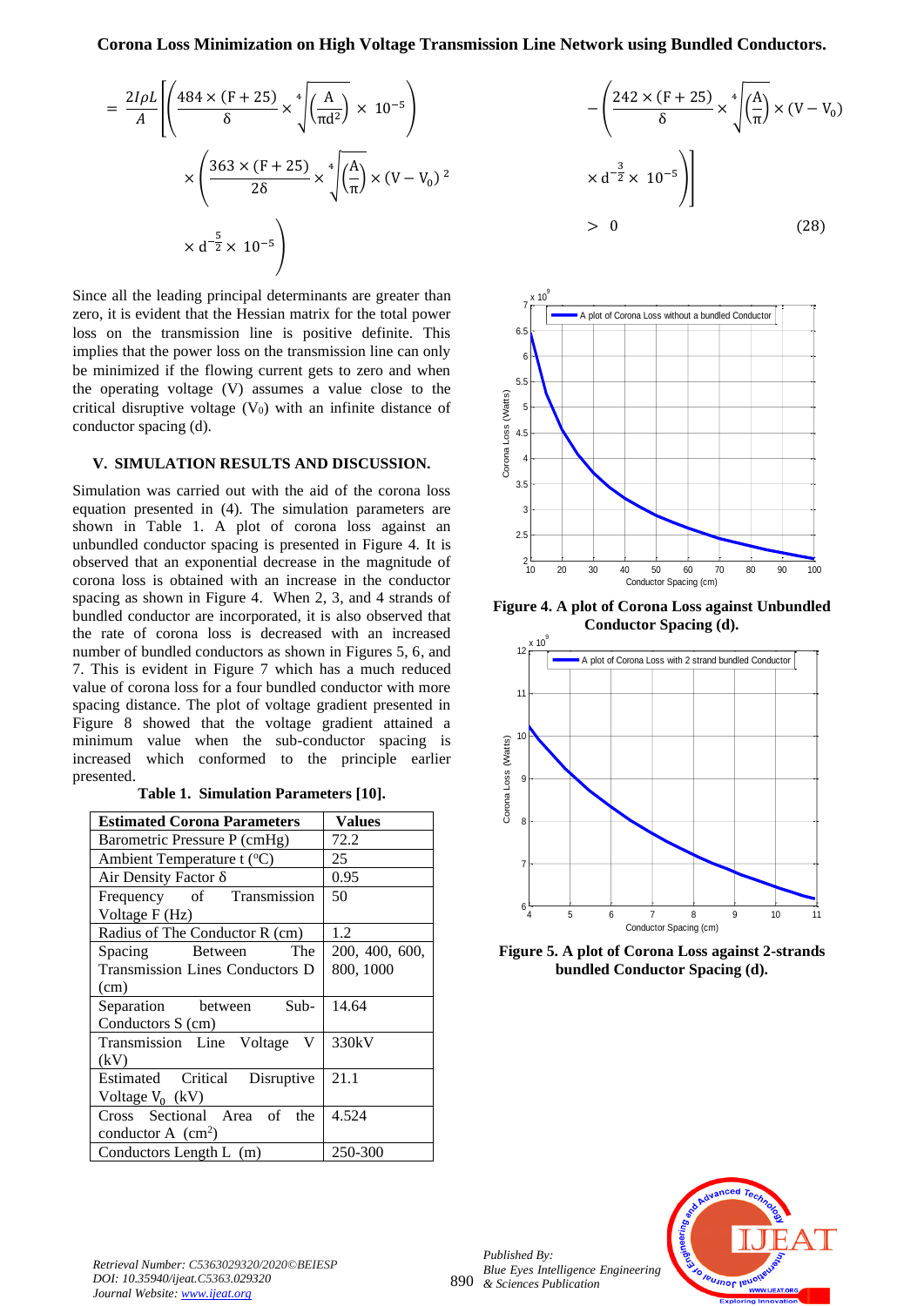$$= \frac{2I\rho L}{A}\left[\left(\frac{484\times(F+25)}{\delta}\times\sqrt[4]{\left(\frac{A}{\pi d^2}\right)}\times 10^{-5}\right)\times\left(\frac{363\times(F+25)}{2\delta}\times\sqrt[4]{\left(\frac{A}{\pi}\right)}\times(V-V_0)^2\times d^{-\frac{5}{2}}\times 10^{-5}\right)-\left(\frac{242\times(F+25)}{\delta}\times\sqrt[4]{\left(\frac{A}{\pi}\right)}\times(V-V_0)\times d^{-\frac{3}{2}}\times 10^{-5}\right)\right] > 0 \qquad (28)$$

Since all the leading principal determinants are greater than zero, it is evident that the Hessian matrix for the total power loss on the transmission line is positive definite. This implies that the power loss on the transmission line can only be minimized if the flowing current gets to zero and when the operating voltage (V) assumes a value close to the critical disruptive voltage ($V_0$) with an infinite distance of conductor spacing (d).

## V. SIMULATION RESULTS AND DISCUSSION.

Simulation was carried out with the aid of the corona loss equation presented in (4). The simulation parameters are shown in Table 1. A plot of corona loss against an unbundled conductor spacing is presented in Figure 4. It is observed that an exponential decrease in the magnitude of corona loss is obtained with an increase in the conductor spacing as shown in Figure 4. When 2, 3, and 4 strands of bundled conductor are incorporated, it is also observed that the rate of corona loss is decreased with an increased number of bundled conductors as shown in Figures 5, 6, and 7. This is evident in Figure 7 which has a much reduced value of corona loss for a four bundled conductor with more spacing distance. The plot of voltage gradient presented in Figure 8 showed that the voltage gradient attained a minimum value when the sub-conductor spacing is increased which conformed to the principle earlier presented.

**Table 1. Simulation Parameters [10].**

| Estimated Corona Parameters | Values |
|---|---|
| Barometric Pressure P (cmHg) | 72.2 |
| Ambient Temperature t (°C) | 25 |
| Air Density Factor δ | 0.95 |
| Frequency of Transmission Voltage F (Hz) | 50 |
| Radius of The Conductor R (cm) | 1.2 |
| Spacing Between The Transmission Lines Conductors D (cm) | 200, 400, 600, 800, 1000 |
| Separation between Sub-Conductors S (cm) | 14.64 |
| Transmission Line Voltage V (kV) | 330kV |
| Estimated Critical Disruptive Voltage $V_0$ (kV) | 21.1 |
| Cross Sectional Area of the conductor A (cm$^2$) | 4.524 |
| Conductors Length L (m) | 250-300 |

**Figure 4. A plot of Corona Loss against Unbundled Conductor Spacing (d).**

**Figure 5. A plot of Corona Loss against 2-strands bundled Conductor Spacing (d).**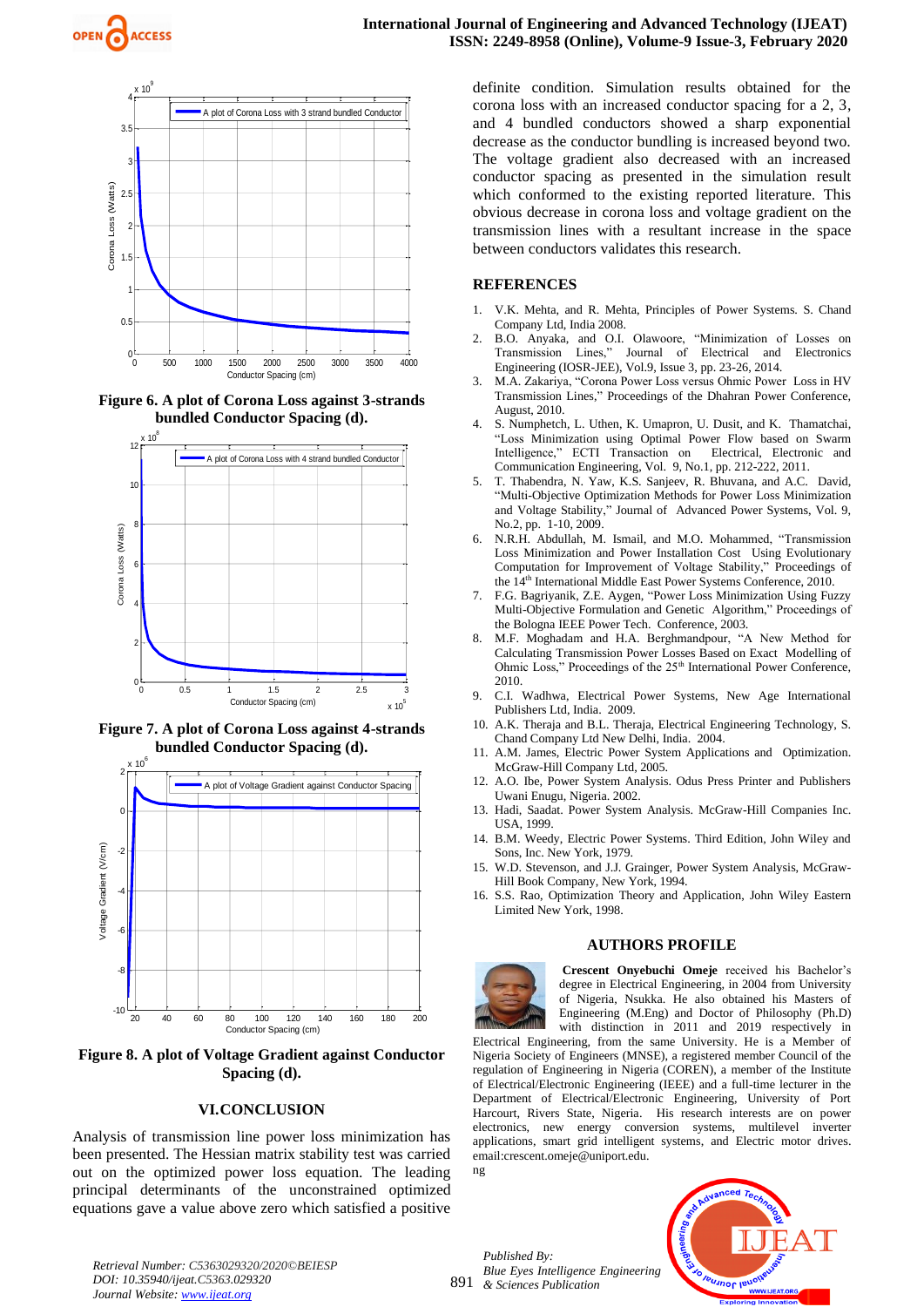x 10^9

A plot of Corona Loss with 3 strand bundled Conductor

Corona Loss (Watts)

0 0.5 1 1.5 2 2.5 3 3.5 4

0 500 1000 1500 2000 2500 3000 3500 4000

Conductor Spacing (cm)

**Figure 6. A plot of Corona Loss against 3-strands bundled Conductor Spacing (d).**

x 10^8

A plot of Corona Loss with 4 strand bundled Conductor

Corona Loss (Watts)

0 2 4 6 8 10 12

0 0.5 1 1.5 2 2.5 3

Conductor Spacing (cm)

x 10^5

**Figure 7. A plot of Corona Loss against 4-strands bundled Conductor Spacing (d).**

x 10^6

A plot of Voltage Gradient against Conductor Spacing

Voltage Gradient (V/cm)

-10 -8 -6 -4 -2 0 2

20 40 60 80 100 120 140 160 180 200

Conductor Spacing (cm)

**Figure 8. A plot of Voltage Gradient against Conductor Spacing (d).**

## VI.CONCLUSION

Analysis of transmission line power loss minimization has been presented. The Hessian matrix stability test was carried out on the optimized power loss equation. The leading principal determinants of the unconstrained optimized equations gave a value above zero which satisfied a positive definite condition. Simulation results obtained for the corona loss with an increased conductor spacing for a 2, 3, and 4 bundled conductors showed a sharp exponential decrease as the conductor bundling is increased beyond two. The voltage gradient also decreased with an increased conductor spacing as presented in the simulation result which conformed to the existing reported literature. This obvious decrease in corona loss and voltage gradient on the transmission lines with a resultant increase in the space between conductors validates this research.

## REFERENCES

1. V.K. Mehta, and R. Mehta, Principles of Power Systems. S. Chand Company Ltd, India 2008.
2. B.O. Anyaka, and O.I. Olawoore, "Minimization of Losses on Transmission Lines," Journal of Electrical and Electronics Engineering (IOSR-JEE), Vol.9, Issue 3, pp. 23-26, 2014.
3. M.A. Zakariya, "Corona Power Loss versus Ohmic Power Loss in HV Transmission Lines," Proceedings of the Dhahran Power Conference, August, 2010.
4. S. Numphetch, L. Uthen, K. Umapron, U. Dusit, and K. Thamatchai, "Loss Minimization using Optimal Power Flow based on Swarm Intelligence," ECTI Transaction on Electrical, Electronic and Communication Engineering, Vol. 9, No.1, pp. 212-222, 2011.
5. T. Thabendra, N. Yaw, K.S. Sanjeev, R. Bhuvana, and A.C. David, "Multi-Objective Optimization Methods for Power Loss Minimization and Voltage Stability," Journal of Advanced Power Systems, Vol. 9, No.2, pp. 1-10, 2009.
6. N.R.H. Abdullah, N. Ismail, and M.O. Mohammed, "Transmission Loss Minimization and Power Installation Cost Using Evolutionary Computation for Improvement of Voltage Stability," Proceedings of the 14th International Middle East Power Systems Conference, 2010.
7. F.G. Bagriyanik, Z.E. Aygen, "Power Loss Minimization Using Fuzzy Multi-Objective Formulation and Genetic Algorithm," Proceedings of the Bologna IEEE Power Tech. Conference, 2003.
8. M.F. Moghadam and H.A. Berghmandpour, "A New Method for Calculating Transmission Power Losses Based on Exact Modelling of Ohmic Loss," Proceedings of the 25th International Power Conference, 2010.
9. C.I. Wadhwa, Electrical Power Systems, New Age International Publishers Ltd, India. 2009.
10. A.K. Theraja and B.L. Theraja, Electrical Engineering Technology, S. Chand Company Ltd New Delhi, India. 2004.
11. A.M. James, Electric Power System Applications and Optimization. McGraw-Hill Company Ltd, 2005.
12. A.A. Ibe, Power System Analysis. Odus Press Printer and Publishers Uwani Enugu, Nigeria. 2002.
13. Hadi, Saadat. Power System Analysis. McGraw-Hill Companies Inc. USA, 1999.
14. B.M. Weedy, Electric Power Systems. Third Edition, John Wiley and Sons, Inc. New York, 1979.
15. W.D. Stevenson, and J.J. Grainger, Power System Analysis, McGraw-Hill Book Company, New York, 1994.
16. S.S. Rao, Optimization Theory and Application, John Wiley Eastern Limited New York, 1998.

## AUTHORS PROFILE

**Crescent Onyebuchi Omeje** received his Bachelor's degree in Electrical Engineering, in 2004 from University of Nigeria, Nsukka. He also obtained his Masters of Engineering (M.Eng) and Doctor of Philosophy (Ph.D) with distinction in 2011 and 2019 respectively in Electrical Engineering, from the same University. He is a Member of Nigeria Society of Engineers (MNSE), a registered member Council of the regulation of Engineering in Nigeria (COREN), a member of the Institute of Electrical/Electronic Engineering (IEEE) and a full-time lecturer in the Department of Electrical/Electronic Engineering, University of Port Harcourt, Rivers State, Nigeria. His research interests are on power electronics, new energy conversion systems, multilevel inverter applications, smart grid intelligent systems, and Electric motor drives. email:crescent.omeje@uniport.edu.ng